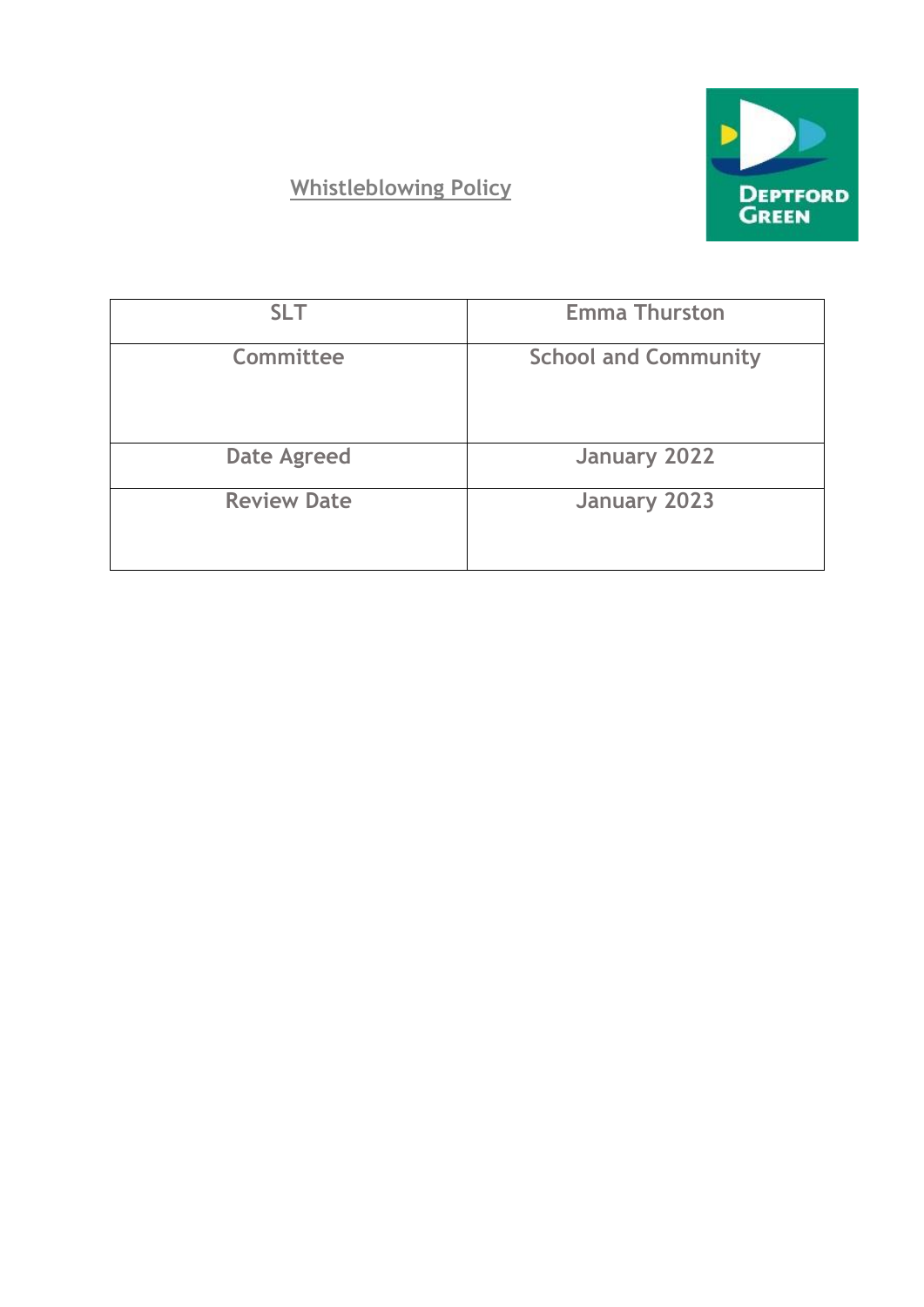# Whistleblowing Policy

| | |
|---|---|
| SLT | Emma Thurston |
| Committee | School and Community |
| Date Agreed | January 2022 |
| Review Date | January 2023 |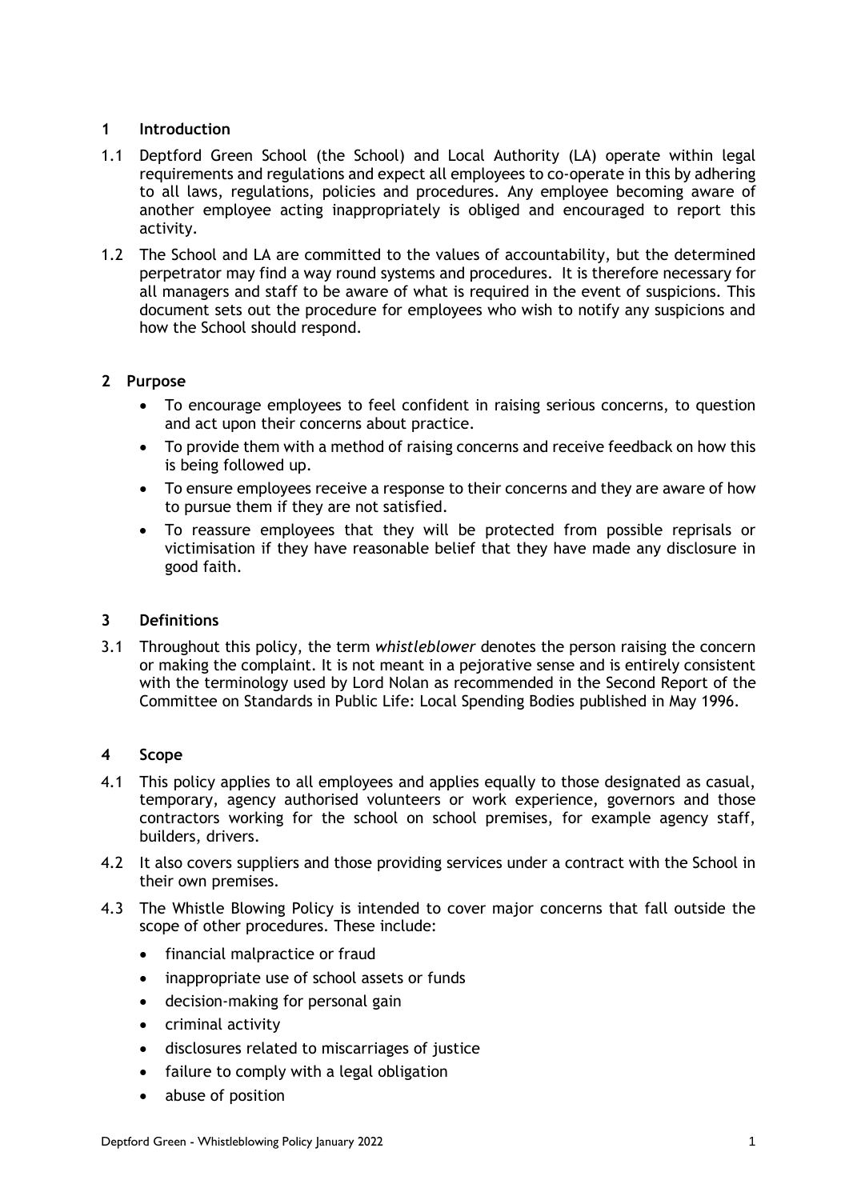## 1 Introduction

1.1 Deptford Green School (the School) and Local Authority (LA) operate within legal requirements and regulations and expect all employees to co-operate in this by adhering to all laws, regulations, policies and procedures. Any employee becoming aware of another employee acting inappropriately is obliged and encouraged to report this activity.

1.2 The School and LA are committed to the values of accountability, but the determined perpetrator may find a way round systems and procedures. It is therefore necessary for all managers and staff to be aware of what is required in the event of suspicions. This document sets out the procedure for employees who wish to notify any suspicions and how the School should respond.

## 2 Purpose

- To encourage employees to feel confident in raising serious concerns, to question and act upon their concerns about practice.
- To provide them with a method of raising concerns and receive feedback on how this is being followed up.
- To ensure employees receive a response to their concerns and they are aware of how to pursue them if they are not satisfied.
- To reassure employees that they will be protected from possible reprisals or victimisation if they have reasonable belief that they have made any disclosure in good faith.

## 3 Definitions

3.1 Throughout this policy, the term *whistleblower* denotes the person raising the concern or making the complaint. It is not meant in a pejorative sense and is entirely consistent with the terminology used by Lord Nolan as recommended in the Second Report of the Committee on Standards in Public Life: Local Spending Bodies published in May 1996.

## 4 Scope

4.1 This policy applies to all employees and applies equally to those designated as casual, temporary, agency authorised volunteers or work experience, governors and those contractors working for the school on school premises, for example agency staff, builders, drivers.

4.2 It also covers suppliers and those providing services under a contract with the School in their own premises.

4.3 The Whistle Blowing Policy is intended to cover major concerns that fall outside the scope of other procedures. These include:

- financial malpractice or fraud
- inappropriate use of school assets or funds
- decision-making for personal gain
- criminal activity
- disclosures related to miscarriages of justice
- failure to comply with a legal obligation
- abuse of position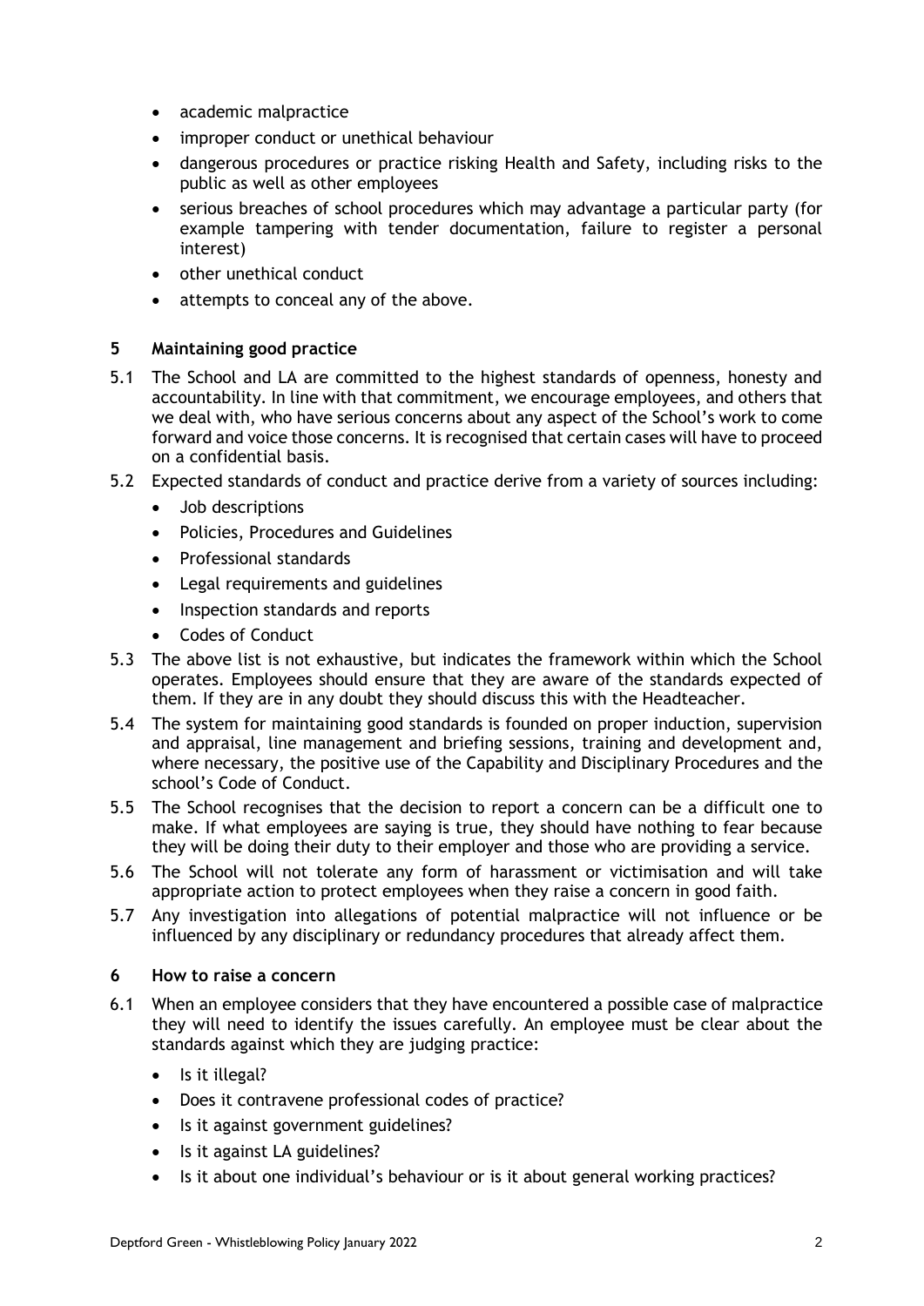- academic malpractice
- improper conduct or unethical behaviour
- dangerous procedures or practice risking Health and Safety, including risks to the public as well as other employees
- serious breaches of school procedures which may advantage a particular party (for example tampering with tender documentation, failure to register a personal interest)
- other unethical conduct
- attempts to conceal any of the above.

## 5 Maintaining good practice

5.1 The School and LA are committed to the highest standards of openness, honesty and accountability. In line with that commitment, we encourage employees, and others that we deal with, who have serious concerns about any aspect of the School's work to come forward and voice those concerns. It is recognised that certain cases will have to proceed on a confidential basis.

5.2 Expected standards of conduct and practice derive from a variety of sources including:

- Job descriptions
- Policies, Procedures and Guidelines
- Professional standards
- Legal requirements and guidelines
- Inspection standards and reports
- Codes of Conduct

5.3 The above list is not exhaustive, but indicates the framework within which the School operates. Employees should ensure that they are aware of the standards expected of them. If they are in any doubt they should discuss this with the Headteacher.

5.4 The system for maintaining good standards is founded on proper induction, supervision and appraisal, line management and briefing sessions, training and development and, where necessary, the positive use of the Capability and Disciplinary Procedures and the school's Code of Conduct.

5.5 The School recognises that the decision to report a concern can be a difficult one to make. If what employees are saying is true, they should have nothing to fear because they will be doing their duty to their employer and those who are providing a service.

5.6 The School will not tolerate any form of harassment or victimisation and will take appropriate action to protect employees when they raise a concern in good faith.

5.7 Any investigation into allegations of potential malpractice will not influence or be influenced by any disciplinary or redundancy procedures that already affect them.

## 6 How to raise a concern

6.1 When an employee considers that they have encountered a possible case of malpractice they will need to identify the issues carefully. An employee must be clear about the standards against which they are judging practice:

- Is it illegal?
- Does it contravene professional codes of practice?
- Is it against government guidelines?
- Is it against LA guidelines?
- Is it about one individual's behaviour or is it about general working practices?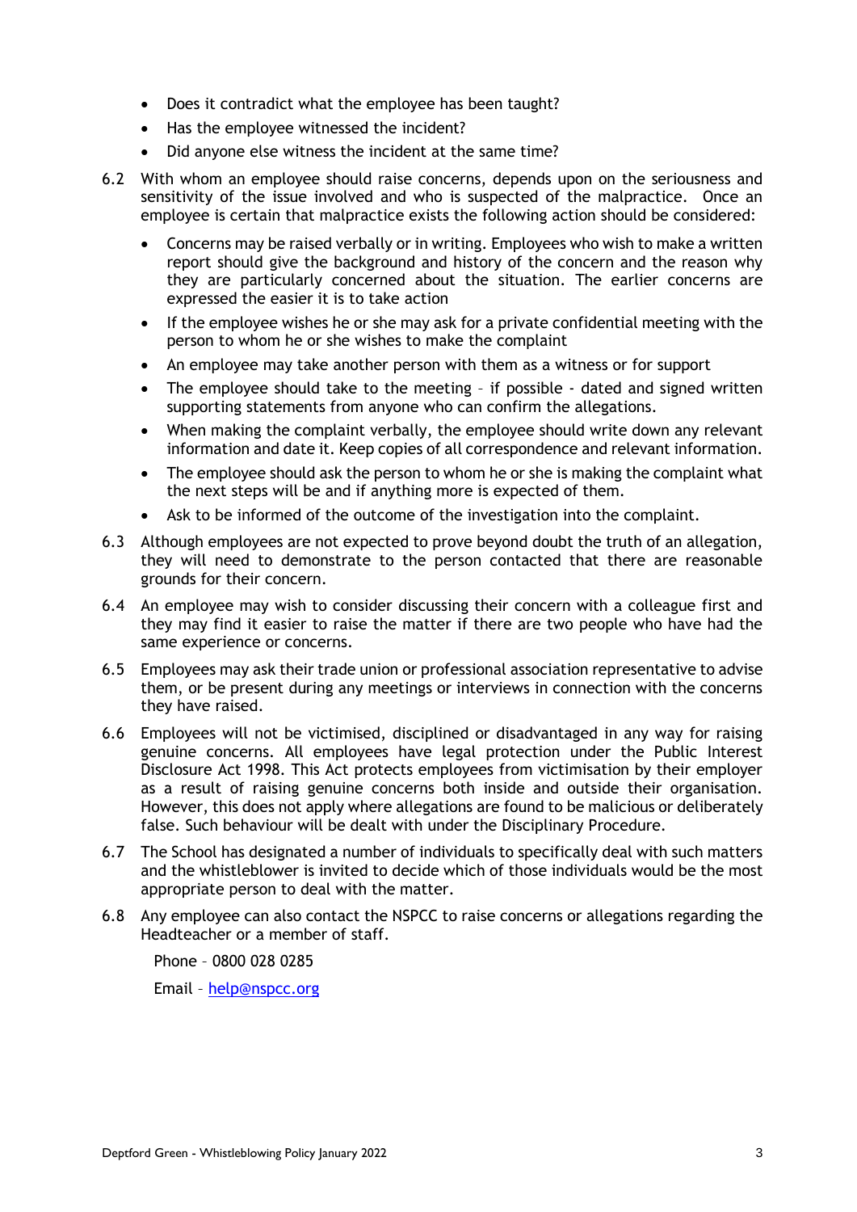- Does it contradict what the employee has been taught?
- Has the employee witnessed the incident?
- Did anyone else witness the incident at the same time?

6.2 With whom an employee should raise concerns, depends upon on the seriousness and sensitivity of the issue involved and who is suspected of the malpractice. Once an employee is certain that malpractice exists the following action should be considered:

- Concerns may be raised verbally or in writing. Employees who wish to make a written report should give the background and history of the concern and the reason why they are particularly concerned about the situation. The earlier concerns are expressed the easier it is to take action
- If the employee wishes he or she may ask for a private confidential meeting with the person to whom he or she wishes to make the complaint
- An employee may take another person with them as a witness or for support
- The employee should take to the meeting – if possible - dated and signed written supporting statements from anyone who can confirm the allegations.
- When making the complaint verbally, the employee should write down any relevant information and date it. Keep copies of all correspondence and relevant information.
- The employee should ask the person to whom he or she is making the complaint what the next steps will be and if anything more is expected of them.
- Ask to be informed of the outcome of the investigation into the complaint.

6.3 Although employees are not expected to prove beyond doubt the truth of an allegation, they will need to demonstrate to the person contacted that there are reasonable grounds for their concern.

6.4 An employee may wish to consider discussing their concern with a colleague first and they may find it easier to raise the matter if there are two people who have had the same experience or concerns.

6.5 Employees may ask their trade union or professional association representative to advise them, or be present during any meetings or interviews in connection with the concerns they have raised.

6.6 Employees will not be victimised, disciplined or disadvantaged in any way for raising genuine concerns. All employees have legal protection under the Public Interest Disclosure Act 1998. This Act protects employees from victimisation by their employer as a result of raising genuine concerns both inside and outside their organisation. However, this does not apply where allegations are found to be malicious or deliberately false. Such behaviour will be dealt with under the Disciplinary Procedure.

6.7 The School has designated a number of individuals to specifically deal with such matters and the whistleblower is invited to decide which of those individuals would be the most appropriate person to deal with the matter.

6.8 Any employee can also contact the NSPCC to raise concerns or allegations regarding the Headteacher or a member of staff.

Phone – 0800 028 0285

Email – help@nspcc.org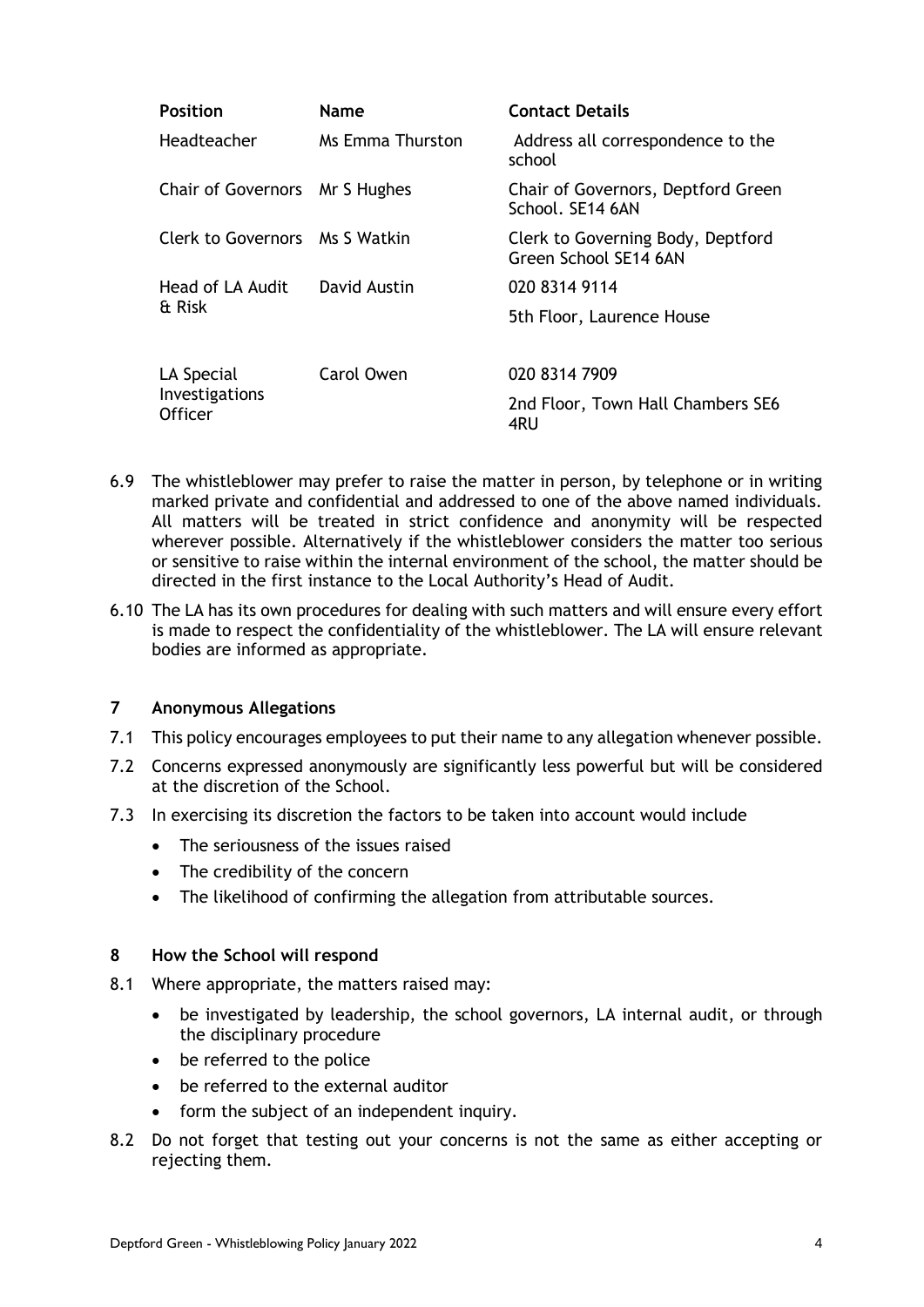| Position | Name | Contact Details |
|---|---|---|
| Headteacher | Ms Emma Thurston | Address all correspondence to the school |
| Chair of Governors | Mr S Hughes | Chair of Governors, Deptford Green School. SE14 6AN |
| Clerk to Governors | Ms S Watkin | Clerk to Governing Body, Deptford Green School SE14 6AN |
| Head of LA Audit & Risk | David Austin | 020 8314 9114<br>5th Floor, Laurence House |
| LA Special Investigations Officer | Carol Owen | 020 8314 7909<br>2nd Floor, Town Hall Chambers SE6 4RU |

6.9 The whistleblower may prefer to raise the matter in person, by telephone or in writing marked private and confidential and addressed to one of the above named individuals. All matters will be treated in strict confidence and anonymity will be respected wherever possible. Alternatively if the whistleblower considers the matter too serious or sensitive to raise within the internal environment of the school, the matter should be directed in the first instance to the Local Authority's Head of Audit.

6.10 The LA has its own procedures for dealing with such matters and will ensure every effort is made to respect the confidentiality of the whistleblower. The LA will ensure relevant bodies are informed as appropriate.

## 7 Anonymous Allegations

7.1 This policy encourages employees to put their name to any allegation whenever possible.

7.2 Concerns expressed anonymously are significantly less powerful but will be considered at the discretion of the School.

7.3 In exercising its discretion the factors to be taken into account would include

- The seriousness of the issues raised
- The credibility of the concern
- The likelihood of confirming the allegation from attributable sources.

## 8 How the School will respond

8.1 Where appropriate, the matters raised may:

- be investigated by leadership, the school governors, LA internal audit, or through the disciplinary procedure
- be referred to the police
- be referred to the external auditor
- form the subject of an independent inquiry.

8.2 Do not forget that testing out your concerns is not the same as either accepting or rejecting them.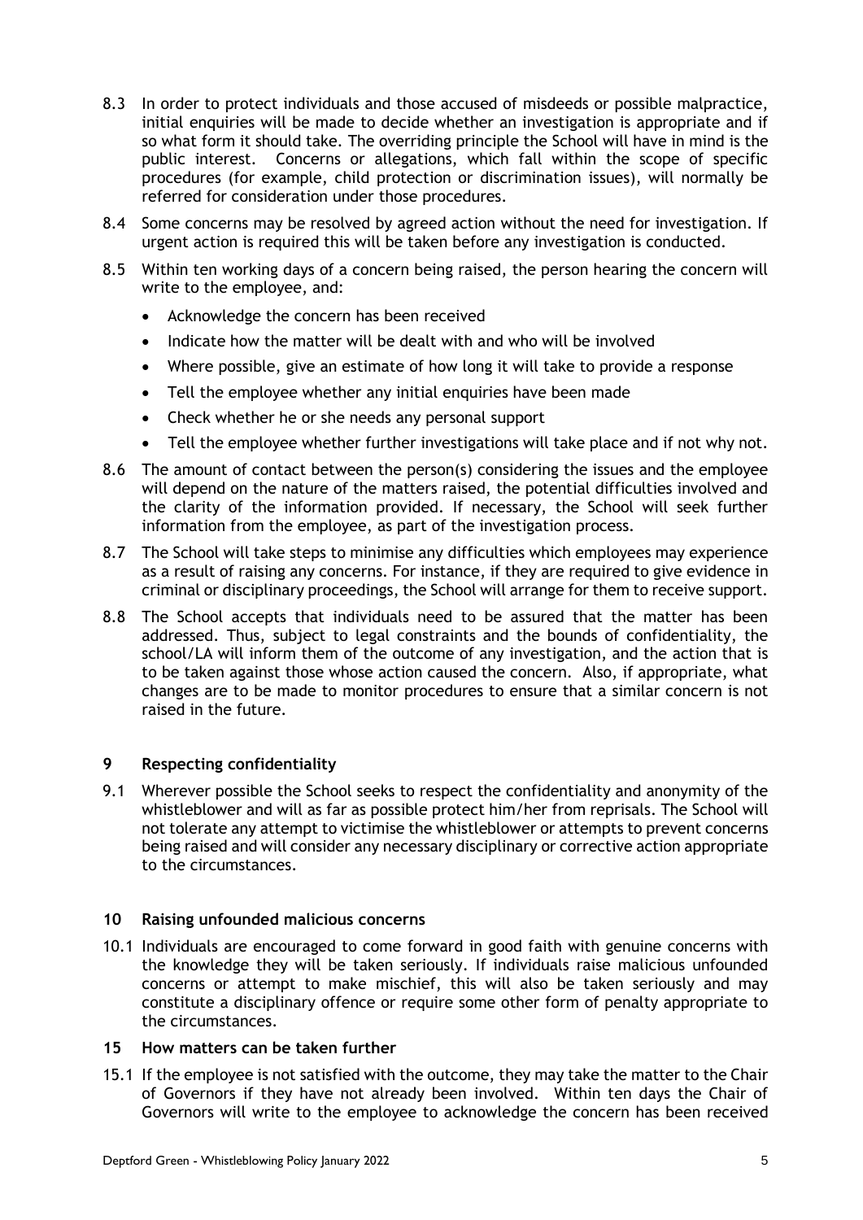8.3 In order to protect individuals and those accused of misdeeds or possible malpractice, initial enquiries will be made to decide whether an investigation is appropriate and if so what form it should take. The overriding principle the School will have in mind is the public interest. Concerns or allegations, which fall within the scope of specific procedures (for example, child protection or discrimination issues), will normally be referred for consideration under those procedures.

8.4 Some concerns may be resolved by agreed action without the need for investigation. If urgent action is required this will be taken before any investigation is conducted.

8.5 Within ten working days of a concern being raised, the person hearing the concern will write to the employee, and:

- Acknowledge the concern has been received
- Indicate how the matter will be dealt with and who will be involved
- Where possible, give an estimate of how long it will take to provide a response
- Tell the employee whether any initial enquiries have been made
- Check whether he or she needs any personal support
- Tell the employee whether further investigations will take place and if not why not.

8.6 The amount of contact between the person(s) considering the issues and the employee will depend on the nature of the matters raised, the potential difficulties involved and the clarity of the information provided. If necessary, the School will seek further information from the employee, as part of the investigation process.

8.7 The School will take steps to minimise any difficulties which employees may experience as a result of raising any concerns. For instance, if they are required to give evidence in criminal or disciplinary proceedings, the School will arrange for them to receive support.

8.8 The School accepts that individuals need to be assured that the matter has been addressed. Thus, subject to legal constraints and the bounds of confidentiality, the school/LA will inform them of the outcome of any investigation, and the action that is to be taken against those whose action caused the concern. Also, if appropriate, what changes are to be made to monitor procedures to ensure that a similar concern is not raised in the future.

## 9 Respecting confidentiality

9.1 Wherever possible the School seeks to respect the confidentiality and anonymity of the whistleblower and will as far as possible protect him/her from reprisals. The School will not tolerate any attempt to victimise the whistleblower or attempts to prevent concerns being raised and will consider any necessary disciplinary or corrective action appropriate to the circumstances.

## 10 Raising unfounded malicious concerns

10.1 Individuals are encouraged to come forward in good faith with genuine concerns with the knowledge they will be taken seriously. If individuals raise malicious unfounded concerns or attempt to make mischief, this will also be taken seriously and may constitute a disciplinary offence or require some other form of penalty appropriate to the circumstances.

## 15 How matters can be taken further

15.1 If the employee is not satisfied with the outcome, they may take the matter to the Chair of Governors if they have not already been involved. Within ten days the Chair of Governors will write to the employee to acknowledge the concern has been received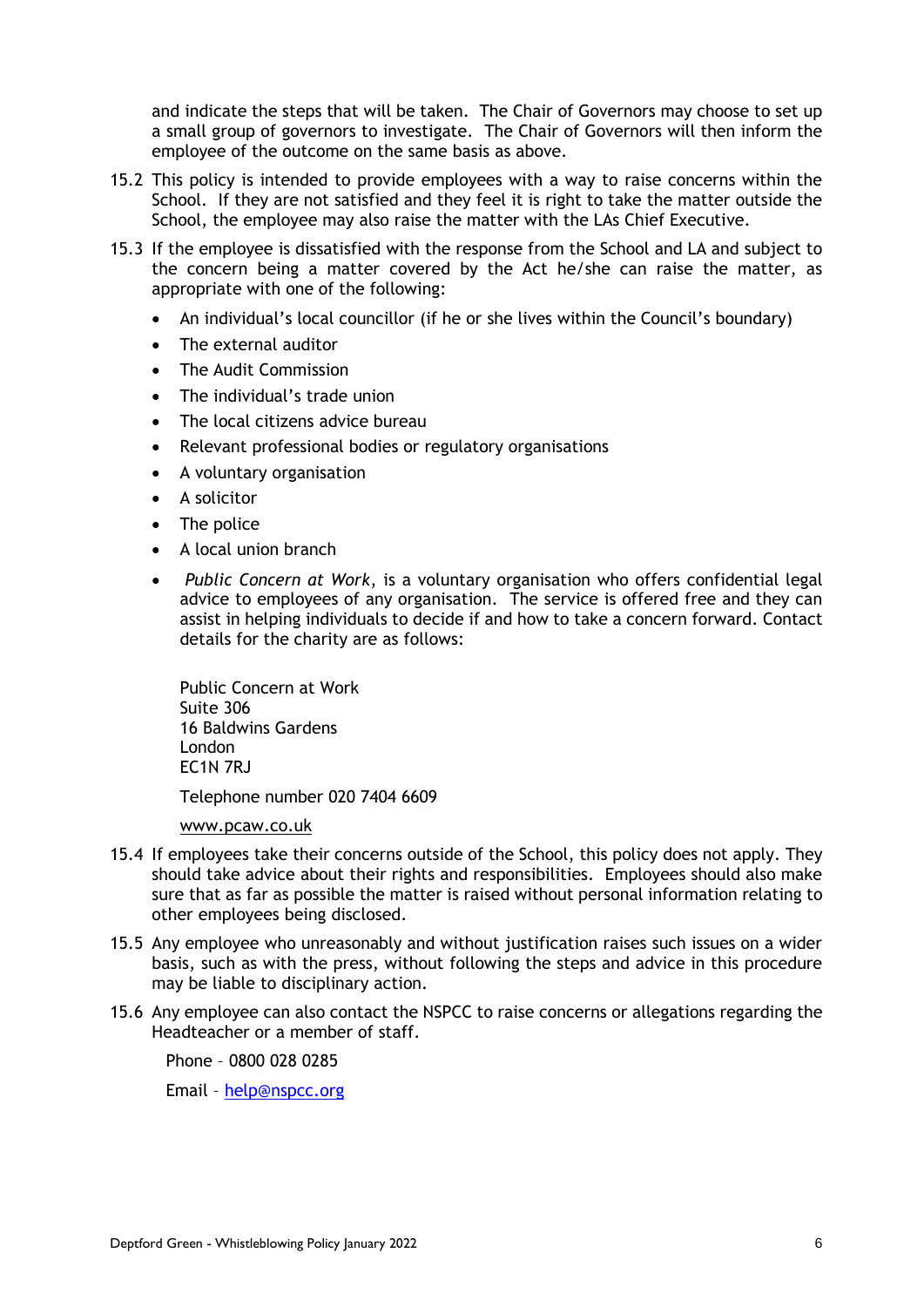and indicate the steps that will be taken. The Chair of Governors may choose to set up a small group of governors to investigate. The Chair of Governors will then inform the employee of the outcome on the same basis as above.

15.2 This policy is intended to provide employees with a way to raise concerns within the School. If they are not satisfied and they feel it is right to take the matter outside the School, the employee may also raise the matter with the LAs Chief Executive.

15.3 If the employee is dissatisfied with the response from the School and LA and subject to the concern being a matter covered by the Act he/she can raise the matter, as appropriate with one of the following:

- An individual's local councillor (if he or she lives within the Council's boundary)
- The external auditor
- The Audit Commission
- The individual's trade union
- The local citizens advice bureau
- Relevant professional bodies or regulatory organisations
- A voluntary organisation
- A solicitor
- The police
- A local union branch
- *Public Concern at Work*, is a voluntary organisation who offers confidential legal advice to employees of any organisation. The service is offered free and they can assist in helping individuals to decide if and how to take a concern forward. Contact details for the charity are as follows:

  Public Concern at Work
  Suite 306
  16 Baldwins Gardens
  London
  EC1N 7RJ

  Telephone number 020 7404 6609

  www.pcaw.co.uk

15.4 If employees take their concerns outside of the School, this policy does not apply. They should take advice about their rights and responsibilities. Employees should also make sure that as far as possible the matter is raised without personal information relating to other employees being disclosed.

15.5 Any employee who unreasonably and without justification raises such issues on a wider basis, such as with the press, without following the steps and advice in this procedure may be liable to disciplinary action.

15.6 Any employee can also contact the NSPCC to raise concerns or allegations regarding the Headteacher or a member of staff.

Phone – 0800 028 0285

Email – help@nspcc.org